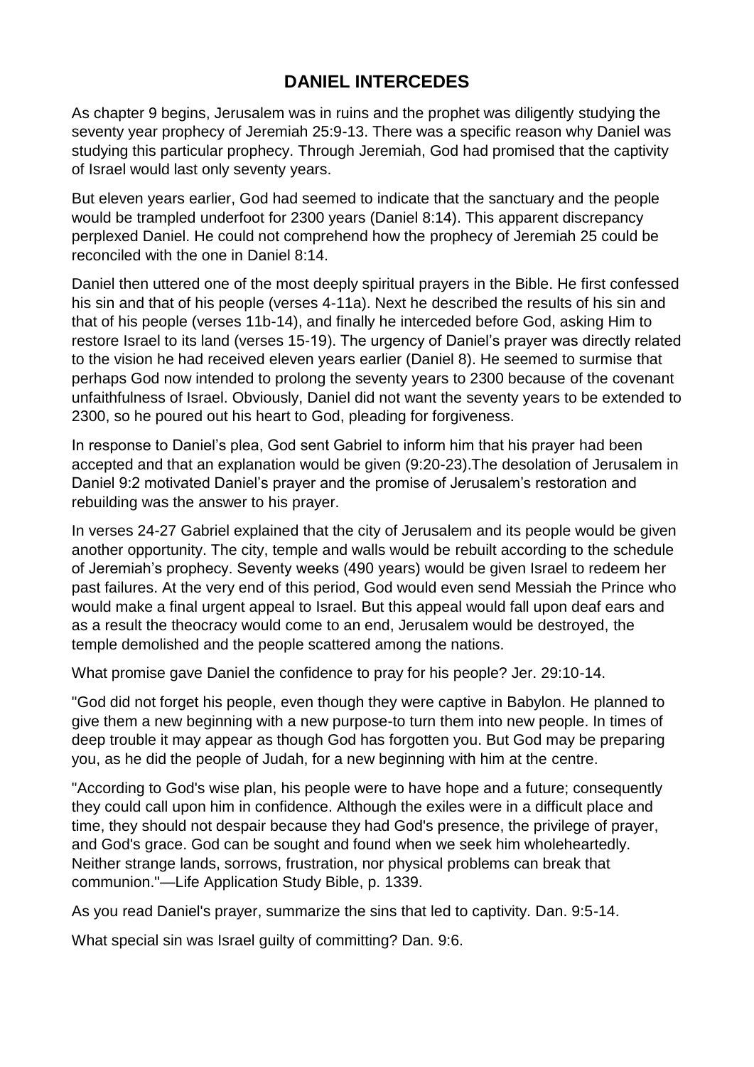# DANIEL INTERCEDES

As chapter 9 begins, Jerusalem was in ruins and the prophet was diligently studying the seventy year prophecy of Jeremiah 25:9-13. There was a specific reason why Daniel was studying this particular prophecy. Through Jeremiah, God had promised that the captivity of Israel would last only seventy years.

But eleven years earlier, God had seemed to indicate that the sanctuary and the people would be trampled underfoot for 2300 years (Daniel 8:14). This apparent discrepancy perplexed Daniel. He could not comprehend how the prophecy of Jeremiah 25 could be reconciled with the one in Daniel 8:14.

Daniel then uttered one of the most deeply spiritual prayers in the Bible. He first confessed his sin and that of his people (verses 4-11a). Next he described the results of his sin and that of his people (verses 11b-14), and finally he interceded before God, asking Him to restore Israel to its land (verses 15-19). The urgency of Daniel's prayer was directly related to the vision he had received eleven years earlier (Daniel 8). He seemed to surmise that perhaps God now intended to prolong the seventy years to 2300 because of the covenant unfaithfulness of Israel. Obviously, Daniel did not want the seventy years to be extended to 2300, so he poured out his heart to God, pleading for forgiveness.

In response to Daniel's plea, God sent Gabriel to inform him that his prayer had been accepted and that an explanation would be given (9:20-23).The desolation of Jerusalem in Daniel 9:2 motivated Daniel's prayer and the promise of Jerusalem's restoration and rebuilding was the answer to his prayer.

In verses 24-27 Gabriel explained that the city of Jerusalem and its people would be given another opportunity. The city, temple and walls would be rebuilt according to the schedule of Jeremiah's prophecy. Seventy weeks (490 years) would be given Israel to redeem her past failures. At the very end of this period, God would even send Messiah the Prince who would make a final urgent appeal to Israel. But this appeal would fall upon deaf ears and as a result the theocracy would come to an end, Jerusalem would be destroyed, the temple demolished and the people scattered among the nations.

What promise gave Daniel the confidence to pray for his people? Jer. 29:10-14.

"God did not forget his people, even though they were captive in Babylon. He planned to give them a new beginning with a new purpose-to turn them into new people. In times of deep trouble it may appear as though God has forgotten you. But God may be preparing you, as he did the people of Judah, for a new beginning with him at the centre.

"According to God's wise plan, his people were to have hope and a future; consequently they could call upon him in confidence. Although the exiles were in a difficult place and time, they should not despair because they had God's presence, the privilege of prayer, and God's grace. God can be sought and found when we seek him wholeheartedly. Neither strange lands, sorrows, frustration, nor physical problems can break that communion."—Life Application Study Bible, p. 1339.

As you read Daniel's prayer, summarize the sins that led to captivity. Dan. 9:5-14.

What special sin was Israel guilty of committing? Dan. 9:6.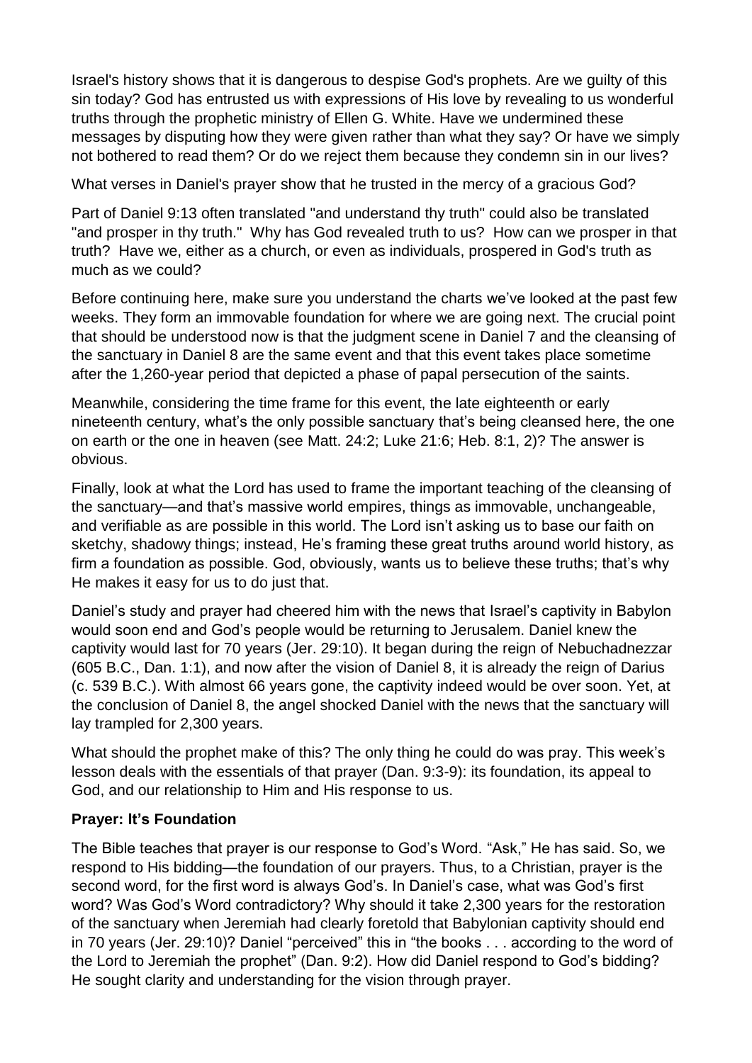Israel's history shows that it is dangerous to despise God's prophets. Are we guilty of this sin today? God has entrusted us with expressions of His love by revealing to us wonderful truths through the prophetic ministry of Ellen G. White. Have we undermined these messages by disputing how they were given rather than what they say? Or have we simply not bothered to read them? Or do we reject them because they condemn sin in our lives?

What verses in Daniel's prayer show that he trusted in the mercy of a gracious God?

Part of Daniel 9:13 often translated "and understand thy truth" could also be translated "and prosper in thy truth." Why has God revealed truth to us? How can we prosper in that truth? Have we, either as a church, or even as individuals, prospered in God's truth as much as we could?

Before continuing here, make sure you understand the charts we've looked at the past few weeks. They form an immovable foundation for where we are going next. The crucial point that should be understood now is that the judgment scene in Daniel 7 and the cleansing of the sanctuary in Daniel 8 are the same event and that this event takes place sometime after the 1,260-year period that depicted a phase of papal persecution of the saints.

Meanwhile, considering the time frame for this event, the late eighteenth or early nineteenth century, what's the only possible sanctuary that's being cleansed here, the one on earth or the one in heaven (see Matt. 24:2; Luke 21:6; Heb. 8:1, 2)? The answer is obvious.

Finally, look at what the Lord has used to frame the important teaching of the cleansing of the sanctuary—and that's massive world empires, things as immovable, unchangeable, and verifiable as are possible in this world. The Lord isn't asking us to base our faith on sketchy, shadowy things; instead, He's framing these great truths around world history, as firm a foundation as possible. God, obviously, wants us to believe these truths; that's why He makes it easy for us to do just that.

Daniel's study and prayer had cheered him with the news that Israel's captivity in Babylon would soon end and God's people would be returning to Jerusalem. Daniel knew the captivity would last for 70 years (Jer. 29:10). It began during the reign of Nebuchadnezzar (605 B.C., Dan. 1:1), and now after the vision of Daniel 8, it is already the reign of Darius (c. 539 B.C.). With almost 66 years gone, the captivity indeed would be over soon. Yet, at the conclusion of Daniel 8, the angel shocked Daniel with the news that the sanctuary will lay trampled for 2,300 years.

What should the prophet make of this? The only thing he could do was pray. This week's lesson deals with the essentials of that prayer (Dan. 9:3-9): its foundation, its appeal to God, and our relationship to Him and His response to us.

**Prayer: It's Foundation**

The Bible teaches that prayer is our response to God's Word. "Ask," He has said. So, we respond to His bidding—the foundation of our prayers. Thus, to a Christian, prayer is the second word, for the first word is always God's. In Daniel's case, what was God's first word? Was God's Word contradictory? Why should it take 2,300 years for the restoration of the sanctuary when Jeremiah had clearly foretold that Babylonian captivity should end in 70 years (Jer. 29:10)? Daniel "perceived" this in "the books . . . according to the word of the Lord to Jeremiah the prophet" (Dan. 9:2). How did Daniel respond to God's bidding? He sought clarity and understanding for the vision through prayer.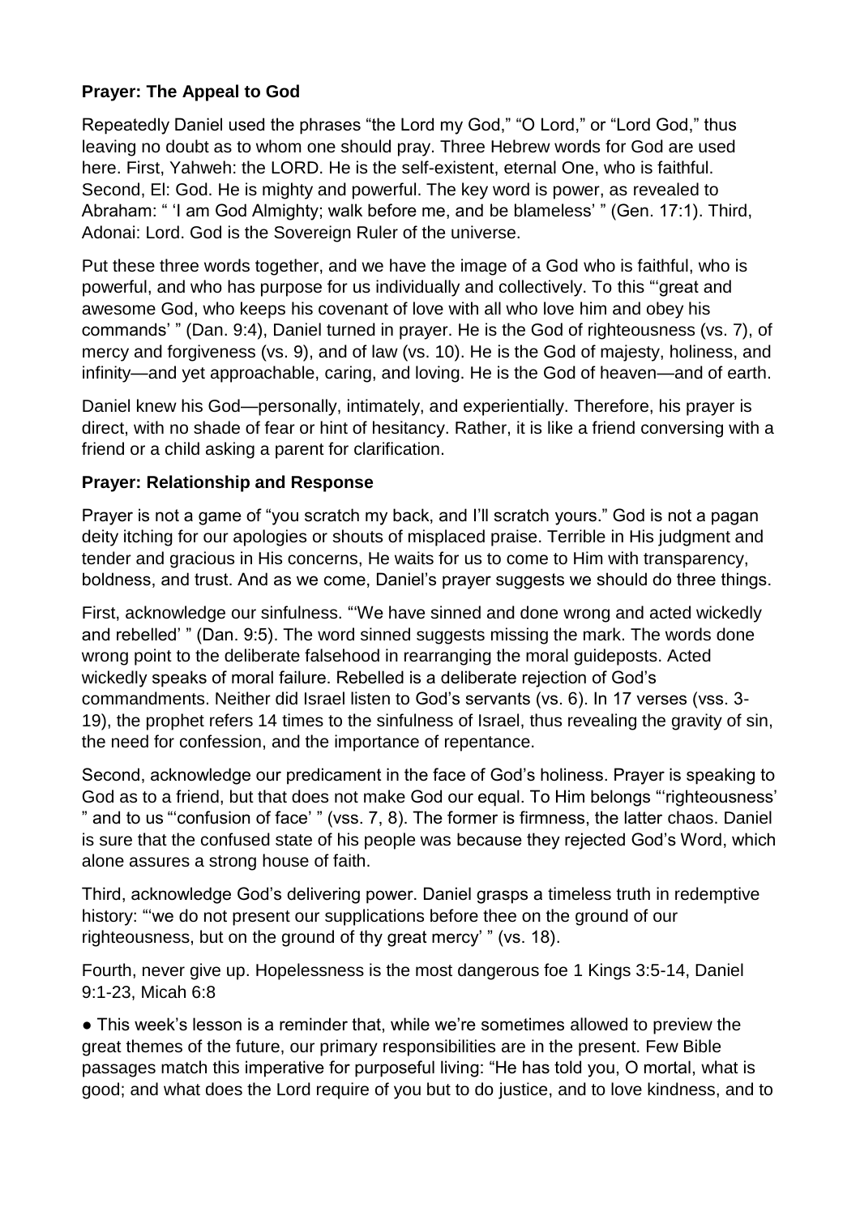**Prayer: The Appeal to God**

Repeatedly Daniel used the phrases "the Lord my God," "O Lord," or "Lord God," thus leaving no doubt as to whom one should pray. Three Hebrew words for God are used here. First, Yahweh: the LORD. He is the self-existent, eternal One, who is faithful. Second, El: God. He is mighty and powerful. The key word is power, as revealed to Abraham: " 'I am God Almighty; walk before me, and be blameless' " (Gen. 17:1). Third, Adonai: Lord. God is the Sovereign Ruler of the universe.

Put these three words together, and we have the image of a God who is faithful, who is powerful, and who has purpose for us individually and collectively. To this "'great and awesome God, who keeps his covenant of love with all who love him and obey his commands' " (Dan. 9:4), Daniel turned in prayer. He is the God of righteousness (vs. 7), of mercy and forgiveness (vs. 9), and of law (vs. 10). He is the God of majesty, holiness, and infinity—and yet approachable, caring, and loving. He is the God of heaven—and of earth.

Daniel knew his God—personally, intimately, and experientially. Therefore, his prayer is direct, with no shade of fear or hint of hesitancy. Rather, it is like a friend conversing with a friend or a child asking a parent for clarification.

**Prayer: Relationship and Response**

Prayer is not a game of "you scratch my back, and I'll scratch yours." God is not a pagan deity itching for our apologies or shouts of misplaced praise. Terrible in His judgment and tender and gracious in His concerns, He waits for us to come to Him with transparency, boldness, and trust. And as we come, Daniel's prayer suggests we should do three things.

First, acknowledge our sinfulness. "'We have sinned and done wrong and acted wickedly and rebelled' " (Dan. 9:5). The word sinned suggests missing the mark. The words done wrong point to the deliberate falsehood in rearranging the moral guideposts. Acted wickedly speaks of moral failure. Rebelled is a deliberate rejection of God's commandments. Neither did Israel listen to God's servants (vs. 6). In 17 verses (vss. 3-19), the prophet refers 14 times to the sinfulness of Israel, thus revealing the gravity of sin, the need for confession, and the importance of repentance.

Second, acknowledge our predicament in the face of God's holiness. Prayer is speaking to God as to a friend, but that does not make God our equal. To Him belongs "'righteousness' " and to us "'confusion of face' " (vss. 7, 8). The former is firmness, the latter chaos. Daniel is sure that the confused state of his people was because they rejected God's Word, which alone assures a strong house of faith.

Third, acknowledge God's delivering power. Daniel grasps a timeless truth in redemptive history: "'we do not present our supplications before thee on the ground of our righteousness, but on the ground of thy great mercy' " (vs. 18).

Fourth, never give up. Hopelessness is the most dangerous foe 1 Kings 3:5-14, Daniel 9:1-23, Micah 6:8

- This week's lesson is a reminder that, while we're sometimes allowed to preview the great themes of the future, our primary responsibilities are in the present. Few Bible passages match this imperative for purposeful living: "He has told you, O mortal, what is good; and what does the Lord require of you but to do justice, and to love kindness, and to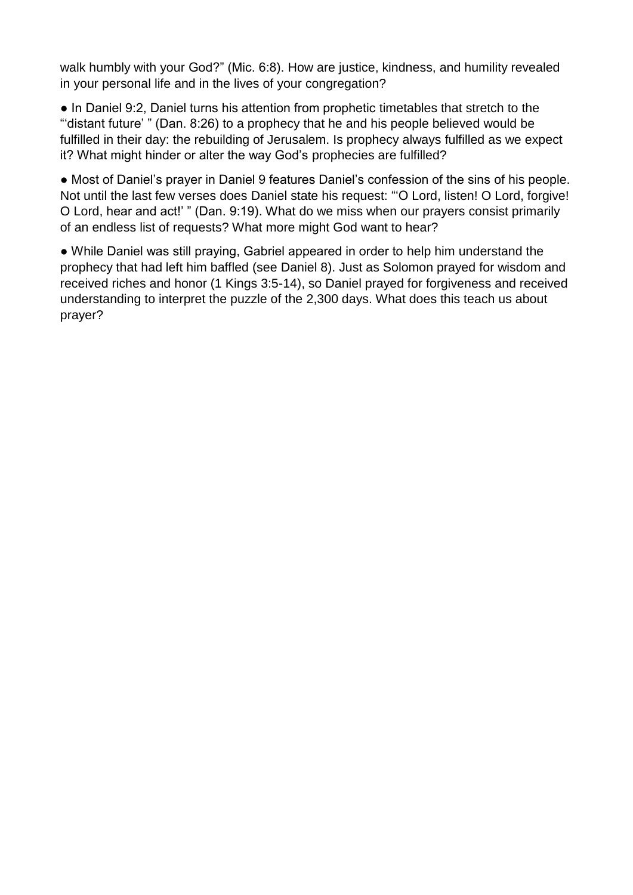walk humbly with your God?" (Mic. 6:8). How are justice, kindness, and humility revealed in your personal life and in the lives of your congregation?

- In Daniel 9:2, Daniel turns his attention from prophetic timetables that stretch to the "'distant future' " (Dan. 8:26) to a prophecy that he and his people believed would be fulfilled in their day: the rebuilding of Jerusalem. Is prophecy always fulfilled as we expect it? What might hinder or alter the way God's prophecies are fulfilled?

- Most of Daniel's prayer in Daniel 9 features Daniel's confession of the sins of his people. Not until the last few verses does Daniel state his request: "'O Lord, listen! O Lord, forgive! O Lord, hear and act!' " (Dan. 9:19). What do we miss when our prayers consist primarily of an endless list of requests? What more might God want to hear?

- While Daniel was still praying, Gabriel appeared in order to help him understand the prophecy that had left him baffled (see Daniel 8). Just as Solomon prayed for wisdom and received riches and honor (1 Kings 3:5-14), so Daniel prayed for forgiveness and received understanding to interpret the puzzle of the 2,300 days. What does this teach us about prayer?